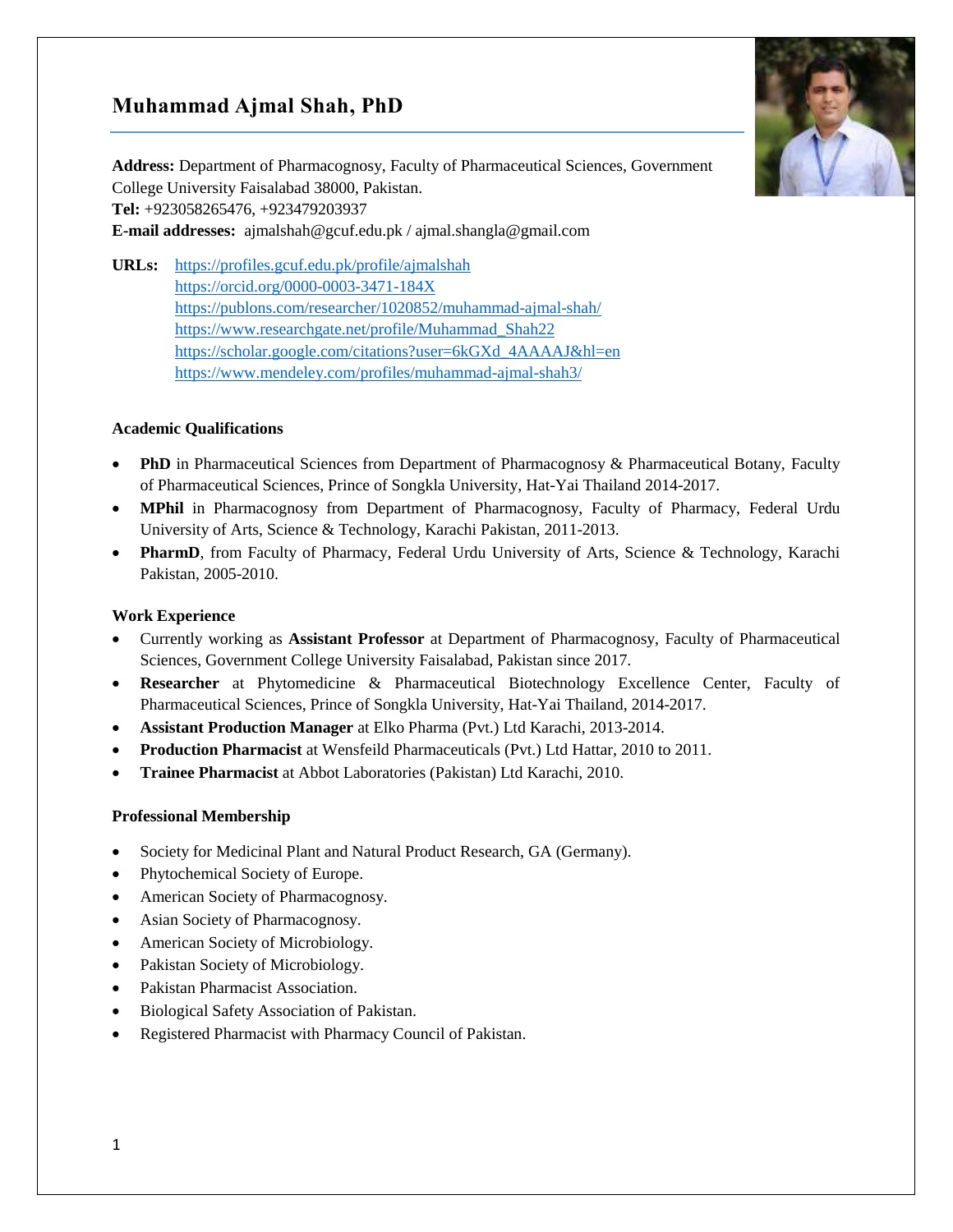# Muhammad Ajmal Shah, PhD

**Address:** Department of Pharmacognosy, Faculty of Pharmaceutical Sciences, Government College University Faisalabad 38000, Pakistan.
**Tel:** +923058265476, +923479203937
**E-mail addresses:** ajmalshah@gcuf.edu.pk / ajmal.shangla@gmail.com

**URLs:** https://profiles.gcuf.edu.pk/profile/ajmalshah
https://orcid.org/0000-0003-3471-184X
https://publons.com/researcher/1020852/muhammad-ajmal-shah/
https://www.researchgate.net/profile/Muhammad_Shah22
https://scholar.google.com/citations?user=6kGXd_4AAAAJ&hl=en
https://www.mendeley.com/profiles/muhammad-ajmal-shah3/

### Academic Qualifications

- **PhD** in Pharmaceutical Sciences from Department of Pharmacognosy & Pharmaceutical Botany, Faculty of Pharmaceutical Sciences, Prince of Songkla University, Hat-Yai Thailand 2014-2017.
- **MPhil** in Pharmacognosy from Department of Pharmacognosy, Faculty of Pharmacy, Federal Urdu University of Arts, Science & Technology, Karachi Pakistan, 2011-2013.
- **PharmD**, from Faculty of Pharmacy, Federal Urdu University of Arts, Science & Technology, Karachi Pakistan, 2005-2010.

### Work Experience

- Currently working as **Assistant Professor** at Department of Pharmacognosy, Faculty of Pharmaceutical Sciences, Government College University Faisalabad, Pakistan since 2017.
- **Researcher** at Phytomedicine & Pharmaceutical Biotechnology Excellence Center, Faculty of Pharmaceutical Sciences, Prince of Songkla University, Hat-Yai Thailand, 2014-2017.
- **Assistant Production Manager** at Elko Pharma (Pvt.) Ltd Karachi, 2013-2014.
- **Production Pharmacist** at Wensfeild Pharmaceuticals (Pvt.) Ltd Hattar, 2010 to 2011.
- **Trainee Pharmacist** at Abbot Laboratories (Pakistan) Ltd Karachi, 2010.

### Professional Membership

- Society for Medicinal Plant and Natural Product Research, GA (Germany).
- Phytochemical Society of Europe.
- American Society of Pharmacognosy.
- Asian Society of Pharmacognosy.
- American Society of Microbiology.
- Pakistan Society of Microbiology.
- Pakistan Pharmacist Association.
- Biological Safety Association of Pakistan.
- Registered Pharmacist with Pharmacy Council of Pakistan.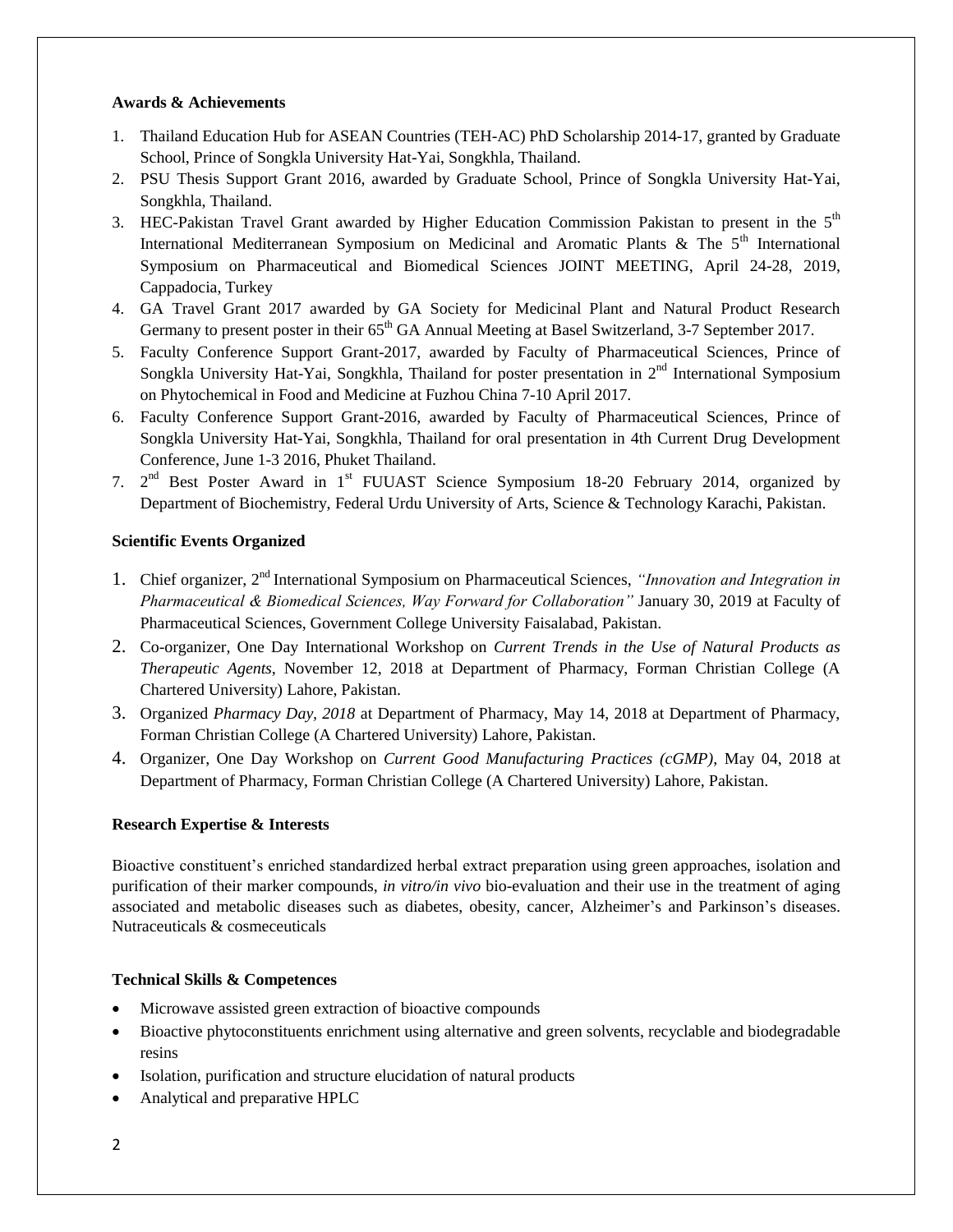**Awards & Achievements**

1. Thailand Education Hub for ASEAN Countries (TEH-AC) PhD Scholarship 2014-17, granted by Graduate School, Prince of Songkla University Hat-Yai, Songkhla, Thailand.
2. PSU Thesis Support Grant 2016, awarded by Graduate School, Prince of Songkla University Hat-Yai, Songkhla, Thailand.
3. HEC-Pakistan Travel Grant awarded by Higher Education Commission Pakistan to present in the 5th International Mediterranean Symposium on Medicinal and Aromatic Plants & The 5th International Symposium on Pharmaceutical and Biomedical Sciences JOINT MEETING, April 24-28, 2019, Cappadocia, Turkey
4. GA Travel Grant 2017 awarded by GA Society for Medicinal Plant and Natural Product Research Germany to present poster in their 65th GA Annual Meeting at Basel Switzerland, 3-7 September 2017.
5. Faculty Conference Support Grant-2017, awarded by Faculty of Pharmaceutical Sciences, Prince of Songkla University Hat-Yai, Songkhla, Thailand for poster presentation in 2nd International Symposium on Phytochemical in Food and Medicine at Fuzhou China 7-10 April 2017.
6. Faculty Conference Support Grant-2016, awarded by Faculty of Pharmaceutical Sciences, Prince of Songkla University Hat-Yai, Songkhla, Thailand for oral presentation in 4th Current Drug Development Conference, June 1-3 2016, Phuket Thailand.
7. 2nd Best Poster Award in 1st FUUAST Science Symposium 18-20 February 2014, organized by Department of Biochemistry, Federal Urdu University of Arts, Science & Technology Karachi, Pakistan.

**Scientific Events Organized**

1. Chief organizer, 2nd International Symposium on Pharmaceutical Sciences, *"Innovation and Integration in Pharmaceutical & Biomedical Sciences, Way Forward for Collaboration"* January 30, 2019 at Faculty of Pharmaceutical Sciences, Government College University Faisalabad, Pakistan.
2. Co-organizer, One Day International Workshop on *Current Trends in the Use of Natural Products as Therapeutic Agents*, November 12, 2018 at Department of Pharmacy, Forman Christian College (A Chartered University) Lahore, Pakistan.
3. Organized *Pharmacy Day, 2018* at Department of Pharmacy, May 14, 2018 at Department of Pharmacy, Forman Christian College (A Chartered University) Lahore, Pakistan.
4. Organizer, One Day Workshop on *Current Good Manufacturing Practices (cGMP)*, May 04, 2018 at Department of Pharmacy, Forman Christian College (A Chartered University) Lahore, Pakistan.

**Research Expertise & Interests**

Bioactive constituent's enriched standardized herbal extract preparation using green approaches, isolation and purification of their marker compounds, *in vitro/in vivo* bio-evaluation and their use in the treatment of aging associated and metabolic diseases such as diabetes, obesity, cancer, Alzheimer's and Parkinson's diseases. Nutraceuticals & cosmeceuticals

**Technical Skills & Competences**

- Microwave assisted green extraction of bioactive compounds
- Bioactive phytoconstituents enrichment using alternative and green solvents, recyclable and biodegradable resins
- Isolation, purification and structure elucidation of natural products
- Analytical and preparative HPLC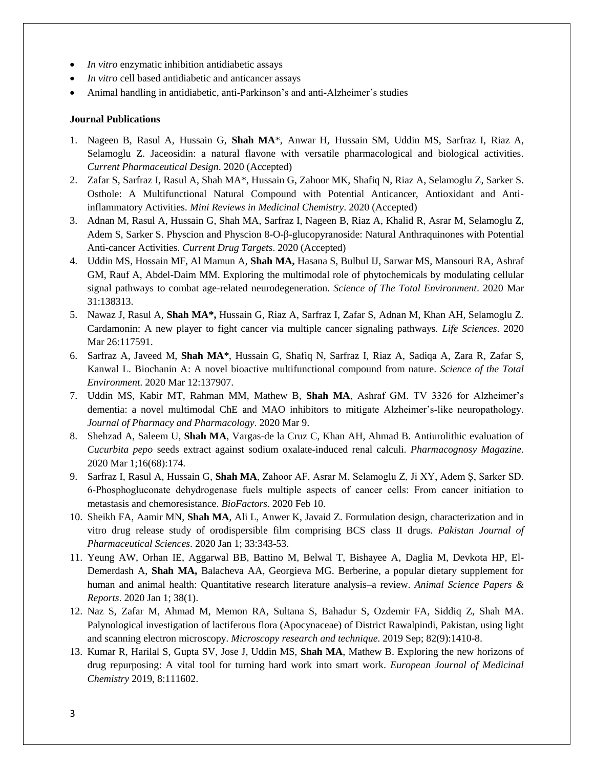- *In vitro* enzymatic inhibition antidiabetic assays
- *In vitro* cell based antidiabetic and anticancer assays
- Animal handling in antidiabetic, anti-Parkinson's and anti-Alzheimer's studies

**Journal Publications**

1. Nageen B, Rasul A, Hussain G, **Shah MA**\*, Anwar H, Hussain SM, Uddin MS, Sarfraz I, Riaz A, Selamoglu Z. Jaceosidin: a natural flavone with versatile pharmacological and biological activities. *Current Pharmaceutical Design*. 2020 (Accepted)
2. Zafar S, Sarfraz I, Rasul A, Shah MA\*, Hussain G, Zahoor MK, Shafiq N, Riaz A, Selamoglu Z, Sarker S. Osthole: A Multifunctional Natural Compound with Potential Anticancer, Antioxidant and Anti-inflammatory Activities. *Mini Reviews in Medicinal Chemistry*. 2020 (Accepted)
3. Adnan M, Rasul A, Hussain G, Shah MA, Sarfraz I, Nageen B, Riaz A, Khalid R, Asrar M, Selamoglu Z, Adem S, Sarker S. Physcion and Physcion 8-O-β-glucopyranoside: Natural Anthraquinones with Potential Anti-cancer Activities. *Current Drug Targets*. 2020 (Accepted)
4. Uddin MS, Hossain MF, Al Mamun A, **Shah MA,** Hasana S, Bulbul IJ, Sarwar MS, Mansouri RA, Ashraf GM, Rauf A, Abdel-Daim MM. Exploring the multimodal role of phytochemicals by modulating cellular signal pathways to combat age-related neurodegeneration. *Science of The Total Environment*. 2020 Mar 31:138313.
5. Nawaz J, Rasul A, **Shah MA\*,** Hussain G, Riaz A, Sarfraz I, Zafar S, Adnan M, Khan AH, Selamoglu Z. Cardamonin: A new player to fight cancer via multiple cancer signaling pathways. *Life Sciences*. 2020 Mar 26:117591.
6. Sarfraz A, Javeed M, **Shah MA**\*, Hussain G, Shafiq N, Sarfraz I, Riaz A, Sadiqa A, Zara R, Zafar S, Kanwal L. Biochanin A: A novel bioactive multifunctional compound from nature. *Science of the Total Environment*. 2020 Mar 12:137907.
7. Uddin MS, Kabir MT, Rahman MM, Mathew B, **Shah MA**, Ashraf GM. TV 3326 for Alzheimer's dementia: a novel multimodal ChE and MAO inhibitors to mitigate Alzheimer's-like neuropathology. *Journal of Pharmacy and Pharmacology*. 2020 Mar 9.
8. Shehzad A, Saleem U, **Shah MA**, Vargas-de la Cruz C, Khan AH, Ahmad B. Antiurolithic evaluation of *Cucurbita pepo* seeds extract against sodium oxalate-induced renal calculi. *Pharmacognosy Magazine*. 2020 Mar 1;16(68):174.
9. Sarfraz I, Rasul A, Hussain G, **Shah MA**, Zahoor AF, Asrar M, Selamoglu Z, Ji XY, Adem Ş, Sarker SD. 6-Phosphogluconate dehydrogenase fuels multiple aspects of cancer cells: From cancer initiation to metastasis and chemoresistance. *BioFactors*. 2020 Feb 10.
10. Sheikh FA, Aamir MN, **Shah MA**, Ali L, Anwer K, Javaid Z. Formulation design, characterization and in vitro drug release study of orodispersible film comprising BCS class II drugs. *Pakistan Journal of Pharmaceutical Sciences*. 2020 Jan 1; 33:343-53.
11. Yeung AW, Orhan IE, Aggarwal BB, Battino M, Belwal T, Bishayee A, Daglia M, Devkota HP, El-Demerdash A, **Shah MA,** Balacheva AA, Georgieva MG. Berberine, a popular dietary supplement for human and animal health: Quantitative research literature analysis–a review. *Animal Science Papers & Reports*. 2020 Jan 1; 38(1).
12. Naz S, Zafar M, Ahmad M, Memon RA, Sultana S, Bahadur S, Ozdemir FA, Siddiq Z, Shah MA. Palynological investigation of lactiferous flora (Apocynaceae) of District Rawalpindi, Pakistan, using light and scanning electron microscopy. *Microscopy research and technique*. 2019 Sep; 82(9):1410-8.
13. Kumar R, Harilal S, Gupta SV, Jose J, Uddin MS, **Shah MA**, Mathew B. Exploring the new horizons of drug repurposing: A vital tool for turning hard work into smart work. *European Journal of Medicinal Chemistry* 2019, 8:111602.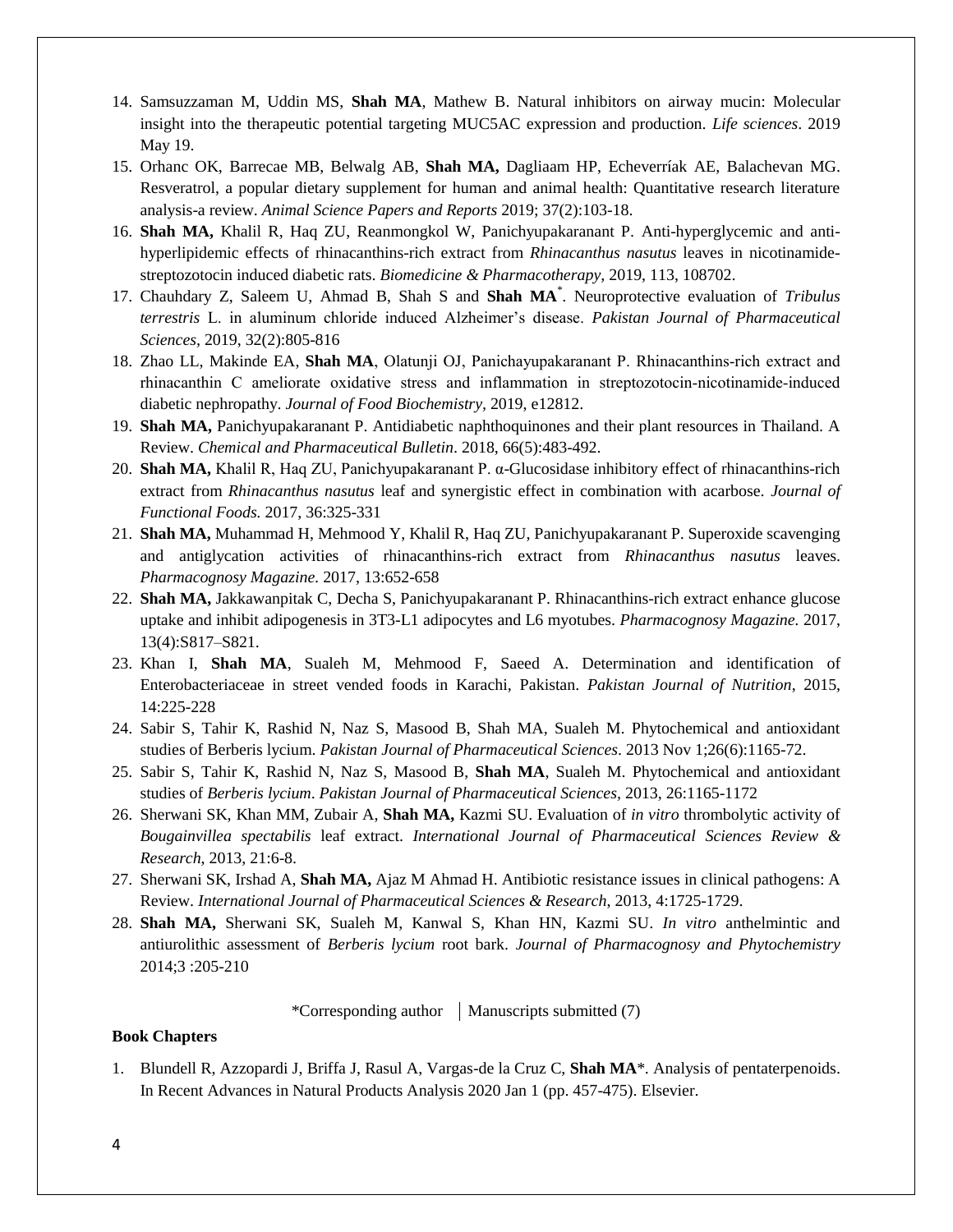14. Samsuzzaman M, Uddin MS, **Shah MA**, Mathew B. Natural inhibitors on airway mucin: Molecular insight into the therapeutic potential targeting MUC5AC expression and production. *Life sciences*. 2019 May 19.
15. Orhanc OK, Barrecae MB, Belwalg AB, **Shah MA,** Dagliaam HP, Echeverríak AE, Balachevan MG. Resveratrol, a popular dietary supplement for human and animal health: Quantitative research literature analysis-a review. *Animal Science Papers and Reports* 2019; 37(2):103-18.
16. **Shah MA,** Khalil R, Haq ZU, Reanmongkol W, Panichyupakaranant P. Anti-hyperglycemic and anti-hyperlipidemic effects of rhinacanthins-rich extract from *Rhinacanthus nasutus* leaves in nicotinamide-streptozotocin induced diabetic rats. *Biomedicine & Pharmacotherapy,* 2019, 113, 108702.
17. Chauhdary Z, Saleem U, Ahmad B, Shah S and **Shah MA**\*. Neuroprotective evaluation of *Tribulus terrestris* L. in aluminum chloride induced Alzheimer's disease. *Pakistan Journal of Pharmaceutical Sciences,* 2019, 32(2):805-816
18. Zhao LL, Makinde EA, **Shah MA**, Olatunji OJ, Panichayupakaranant P. Rhinacanthins-rich extract and rhinacanthin C ameliorate oxidative stress and inflammation in streptozotocin-nicotinamide-induced diabetic nephropathy. *Journal of Food Biochemistry,* 2019, e12812.
19. **Shah MA,** Panichyupakaranant P. Antidiabetic naphthoquinones and their plant resources in Thailand. A Review. *Chemical and Pharmaceutical Bulletin*. 2018, 66(5):483-492.
20. **Shah MA,** Khalil R, Haq ZU, Panichyupakaranant P. α-Glucosidase inhibitory effect of rhinacanthins-rich extract from *Rhinacanthus nasutus* leaf and synergistic effect in combination with acarbose. *Journal of Functional Foods.* 2017, 36:325-331
21. **Shah MA,** Muhammad H, Mehmood Y, Khalil R, Haq ZU, Panichyupakaranant P. Superoxide scavenging and antiglycation activities of rhinacanthins-rich extract from *Rhinacanthus nasutus* leaves. *Pharmacognosy Magazine*. 2017, 13:652-658
22. **Shah MA,** Jakkawanpitak C, Decha S, Panichyupakaranant P. Rhinacanthins-rich extract enhance glucose uptake and inhibit adipogenesis in 3T3-L1 adipocytes and L6 myotubes. *Pharmacognosy Magazine*. 2017, 13(4):S817–S821.
23. Khan I, **Shah MA**, Sualeh M, Mehmood F, Saeed A. Determination and identification of Enterobacteriaceae in street vended foods in Karachi, Pakistan. *Pakistan Journal of Nutrition*, 2015, 14:225-228
24. Sabir S, Tahir K, Rashid N, Naz S, Masood B, Shah MA, Sualeh M. Phytochemical and antioxidant studies of Berberis lycium. *Pakistan Journal of Pharmaceutical Sciences*. 2013 Nov 1;26(6):1165-72.
25. Sabir S, Tahir K, Rashid N, Naz S, Masood B, **Shah MA**, Sualeh M. Phytochemical and antioxidant studies of *Berberis lycium*. *Pakistan Journal of Pharmaceutical Sciences,* 2013, 26:1165-1172
26. Sherwani SK, Khan MM, Zubair A, **Shah MA,** Kazmi SU. Evaluation of *in vitro* thrombolytic activity of *Bougainvillea spectabilis* leaf extract. *International Journal of Pharmaceutical Sciences Review & Research*, 2013, 21:6-8.
27. Sherwani SK, Irshad A, **Shah MA,** Ajaz M Ahmad H. Antibiotic resistance issues in clinical pathogens: A Review. *International Journal of Pharmaceutical Sciences & Research*, 2013, 4:1725-1729.
28. **Shah MA,** Sherwani SK, Sualeh M, Kanwal S, Khan HN, Kazmi SU. *In vitro* anthelmintic and antiurolithic assessment of *Berberis lycium* root bark. *Journal of Pharmacognosy and Phytochemistry* 2014;3 :205-210

\*Corresponding author | Manuscripts submitted (7)

**Book Chapters**

1. Blundell R, Azzopardi J, Briffa J, Rasul A, Vargas-de la Cruz C, **Shah MA**\*. Analysis of pentaterpenoids. In Recent Advances in Natural Products Analysis 2020 Jan 1 (pp. 457-475). Elsevier.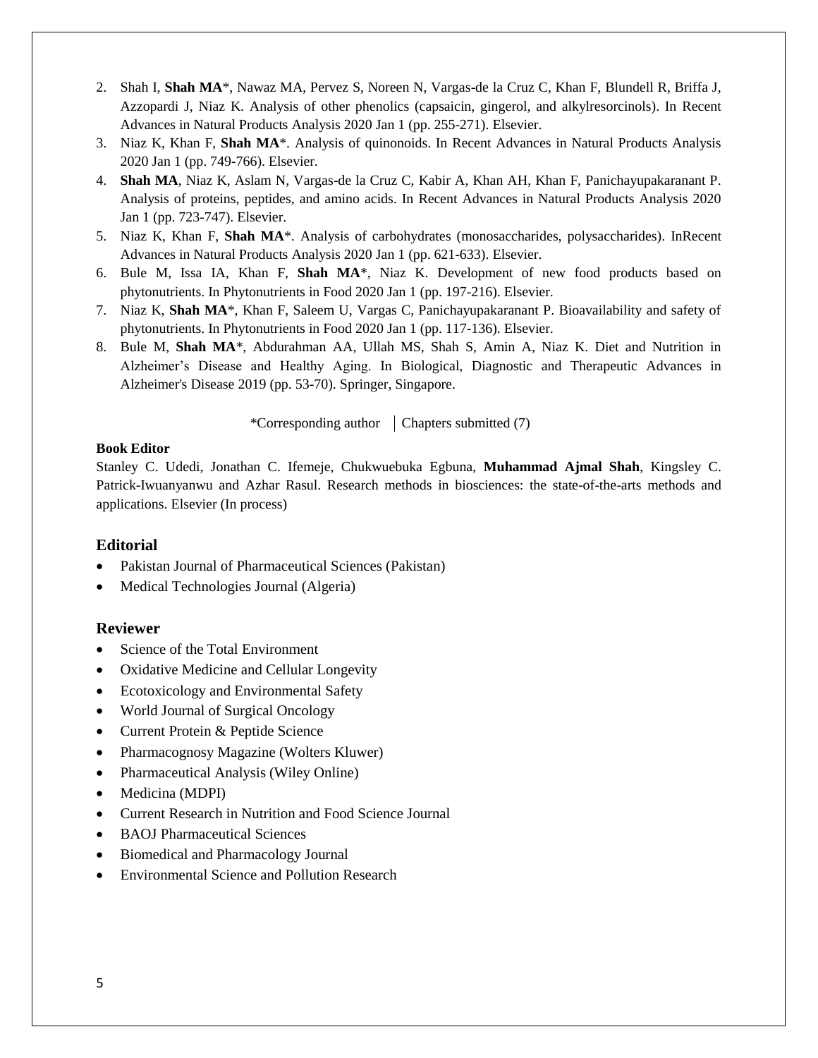2. Shah I, **Shah MA***, Nawaz MA, Pervez S, Noreen N, Vargas-de la Cruz C, Khan F, Blundell R, Briffa J, Azzopardi J, Niaz K. Analysis of other phenolics (capsaicin, gingerol, and alkylresorcinols). In Recent Advances in Natural Products Analysis 2020 Jan 1 (pp. 255-271). Elsevier.
3. Niaz K, Khan F, **Shah MA***. Analysis of quinonoids. In Recent Advances in Natural Products Analysis 2020 Jan 1 (pp. 749-766). Elsevier.
4. **Shah MA**, Niaz K, Aslam N, Vargas-de la Cruz C, Kabir A, Khan AH, Khan F, Panichayupakaranant P. Analysis of proteins, peptides, and amino acids. In Recent Advances in Natural Products Analysis 2020 Jan 1 (pp. 723-747). Elsevier.
5. Niaz K, Khan F, **Shah MA***. Analysis of carbohydrates (monosaccharides, polysaccharides). InRecent Advances in Natural Products Analysis 2020 Jan 1 (pp. 621-633). Elsevier.
6. Bule M, Issa IA, Khan F, **Shah MA***, Niaz K. Development of new food products based on phytonutrients. In Phytonutrients in Food 2020 Jan 1 (pp. 197-216). Elsevier.
7. Niaz K, **Shah MA***, Khan F, Saleem U, Vargas C, Panichayupakaranant P. Bioavailability and safety of phytonutrients. In Phytonutrients in Food 2020 Jan 1 (pp. 117-136). Elsevier.
8. Bule M, **Shah MA***, Abdurahman AA, Ullah MS, Shah S, Amin A, Niaz K. Diet and Nutrition in Alzheimer's Disease and Healthy Aging. In Biological, Diagnostic and Therapeutic Advances in Alzheimer's Disease 2019 (pp. 53-70). Springer, Singapore.

*Corresponding author | Chapters submitted (7)

**Book Editor**

Stanley C. Udedi, Jonathan C. Ifemeje, Chukwuebuka Egbuna, **Muhammad Ajmal Shah**, Kingsley C. Patrick-Iwuanyanwu and Azhar Rasul. Research methods in biosciences: the state-of-the-arts methods and applications. Elsevier (In process)

## Editorial

- Pakistan Journal of Pharmaceutical Sciences (Pakistan)
- Medical Technologies Journal (Algeria)

## Reviewer

- Science of the Total Environment
- Oxidative Medicine and Cellular Longevity
- Ecotoxicology and Environmental Safety
- World Journal of Surgical Oncology
- Current Protein & Peptide Science
- Pharmacognosy Magazine (Wolters Kluwer)
- Pharmaceutical Analysis (Wiley Online)
- Medicina (MDPI)
- Current Research in Nutrition and Food Science Journal
- BAOJ Pharmaceutical Sciences
- Biomedical and Pharmacology Journal
- Environmental Science and Pollution Research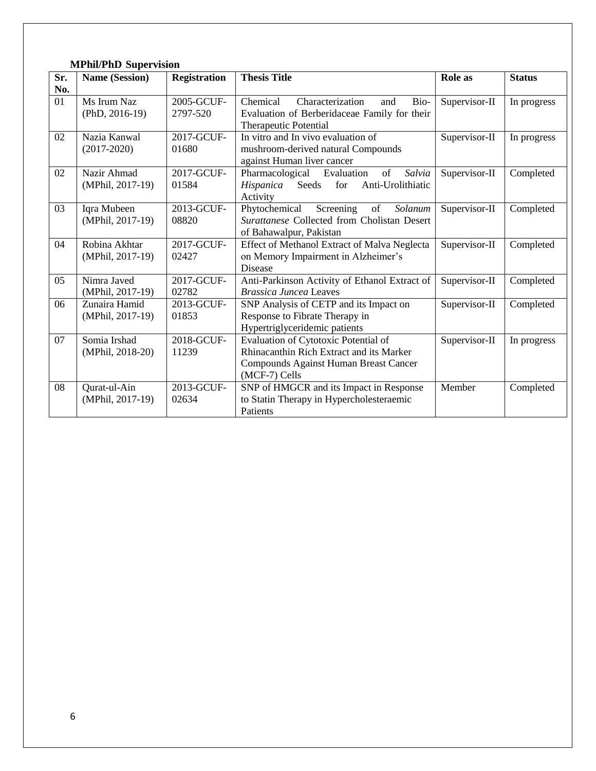**MPhil/PhD Supervision**

| Sr. No. | Name (Session) | Registration | Thesis Title | Role as | Status |
|---|---|---|---|---|---|
| 01 | Ms Irum Naz (PhD, 2016-19) | 2005-GCUF-2797-520 | Chemical Characterization and Bio-Evaluation of Berberidaceae Family for their Therapeutic Potential | Supervisor-II | In progress |
| 02 | Nazia Kanwal (2017-2020) | 2017-GCUF-01680 | In vitro and In vivo evaluation of mushroom-derived natural Compounds against Human liver cancer | Supervisor-II | In progress |
| 02 | Nazir Ahmad (MPhil, 2017-19) | 2017-GCUF-01584 | Pharmacological Evaluation of *Salvia Hispanica* Seeds for Anti-Urolithiatic Activity | Supervisor-II | Completed |
| 03 | Iqra Mubeen (MPhil, 2017-19) | 2013-GCUF-08820 | Phytochemical Screening of *Solanum Surattanese* Collected from Cholistan Desert of Bahawalpur, Pakistan | Supervisor-II | Completed |
| 04 | Robina Akhtar (MPhil, 2017-19) | 2017-GCUF-02427 | Effect of Methanol Extract of Malva Neglecta on Memory Impairment in Alzheimer's Disease | Supervisor-II | Completed |
| 05 | Nimra Javed (MPhil, 2017-19) | 2017-GCUF-02782 | Anti-Parkinson Activity of Ethanol Extract of *Brassica Juncea* Leaves | Supervisor-II | Completed |
| 06 | Zunaira Hamid (MPhil, 2017-19) | 2013-GCUF-01853 | SNP Analysis of CETP and its Impact on Response to Fibrate Therapy in Hypertriglyceridemic patients | Supervisor-II | Completed |
| 07 | Somia Irshad (MPhil, 2018-20) | 2018-GCUF-11239 | Evaluation of Cytotoxic Potential of Rhinacanthin Rich Extract and its Marker Compounds Against Human Breast Cancer (MCF-7) Cells | Supervisor-II | In progress |
| 08 | Qurat-ul-Ain (MPhil, 2017-19) | 2013-GCUF-02634 | SNP of HMGCR and its Impact in Response to Statin Therapy in Hypercholesteraemic Patients | Member | Completed |